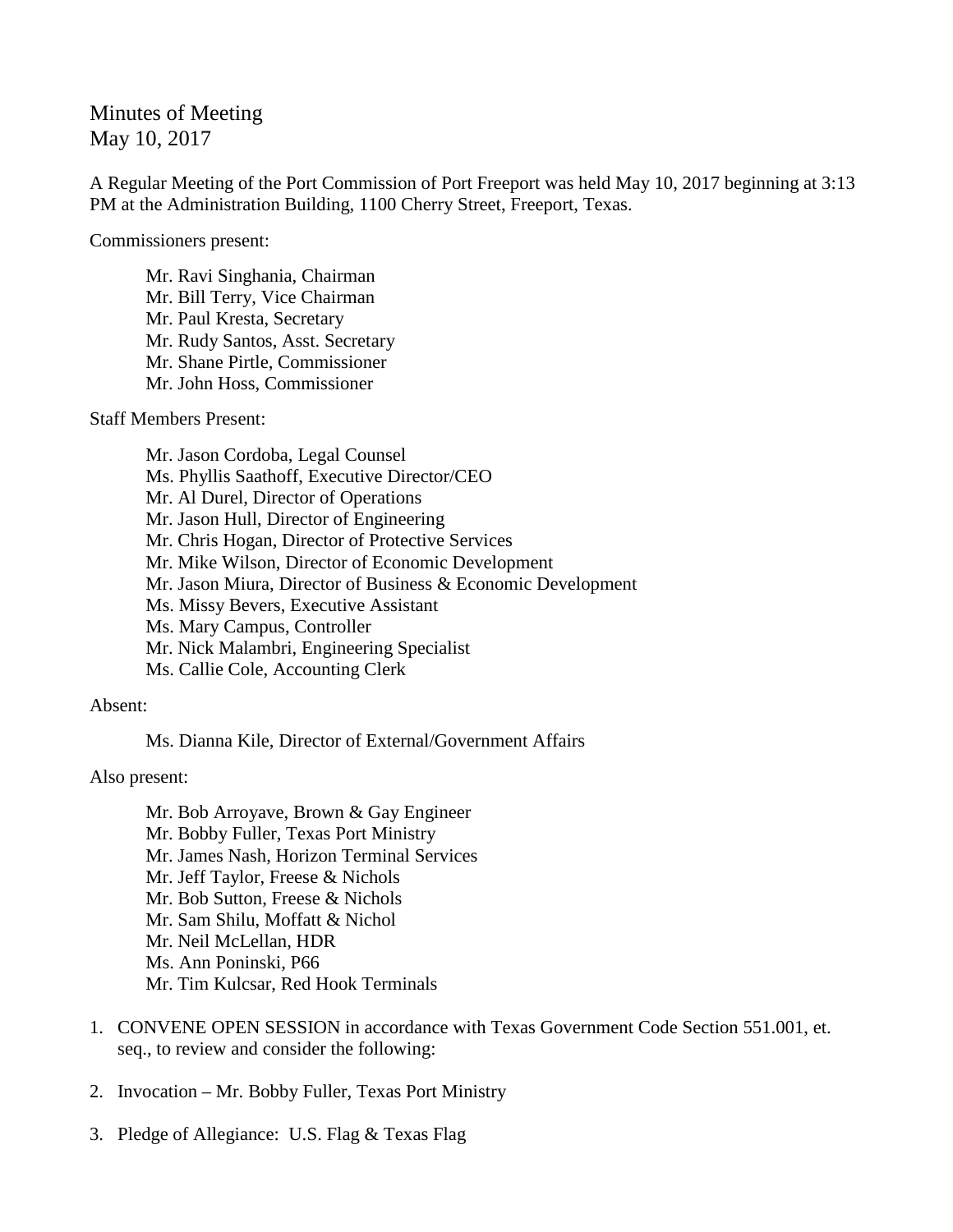# Minutes of Meeting
May 10, 2017

A Regular Meeting of the Port Commission of Port Freeport was held May 10, 2017 beginning at 3:13 PM at the Administration Building, 1100 Cherry Street, Freeport, Texas.

Commissioners present:

Mr. Ravi Singhania, Chairman
Mr. Bill Terry, Vice Chairman
Mr. Paul Kresta, Secretary
Mr. Rudy Santos, Asst. Secretary
Mr. Shane Pirtle, Commissioner
Mr. John Hoss, Commissioner

Staff Members Present:

Mr. Jason Cordoba, Legal Counsel
Ms. Phyllis Saathoff, Executive Director/CEO
Mr. Al Durel, Director of Operations
Mr. Jason Hull, Director of Engineering
Mr. Chris Hogan, Director of Protective Services
Mr. Mike Wilson, Director of Economic Development
Mr. Jason Miura, Director of Business & Economic Development
Ms. Missy Bevers, Executive Assistant
Ms. Mary Campus, Controller
Mr. Nick Malambri, Engineering Specialist
Ms. Callie Cole, Accounting Clerk

Absent:

Ms. Dianna Kile, Director of External/Government Affairs

Also present:

Mr. Bob Arroyave, Brown & Gay Engineer
Mr. Bobby Fuller, Texas Port Ministry
Mr. James Nash, Horizon Terminal Services
Mr. Jeff Taylor, Freese & Nichols
Mr. Bob Sutton, Freese & Nichols
Mr. Sam Shilu, Moffatt & Nichol
Mr. Neil McLellan, HDR
Ms. Ann Poninski, P66
Mr. Tim Kulcsar, Red Hook Terminals

1. CONVENE OPEN SESSION in accordance with Texas Government Code Section 551.001, et. seq., to review and consider the following:

2. Invocation – Mr. Bobby Fuller, Texas Port Ministry

3. Pledge of Allegiance: U.S. Flag & Texas Flag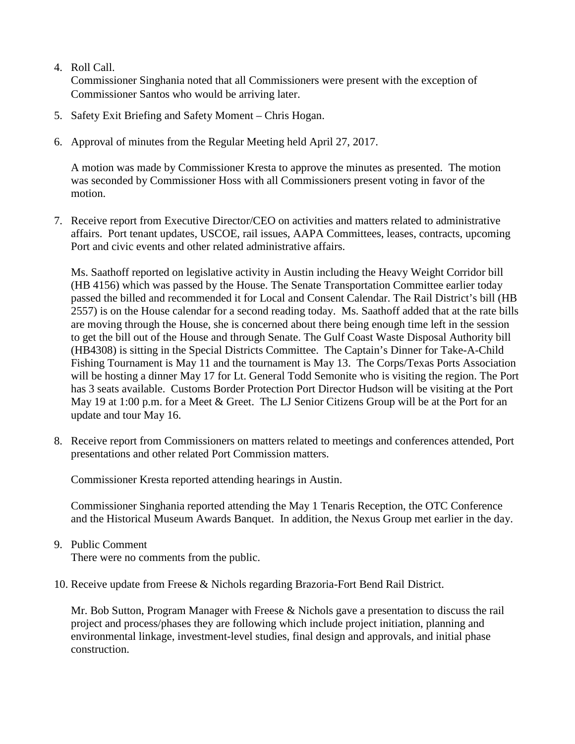4. Roll Call.
   Commissioner Singhania noted that all Commissioners were present with the exception of Commissioner Santos who would be arriving later.

5. Safety Exit Briefing and Safety Moment – Chris Hogan.

6. Approval of minutes from the Regular Meeting held April 27, 2017.

   A motion was made by Commissioner Kresta to approve the minutes as presented. The motion was seconded by Commissioner Hoss with all Commissioners present voting in favor of the motion.

7. Receive report from Executive Director/CEO on activities and matters related to administrative affairs. Port tenant updates, USCOE, rail issues, AAPA Committees, leases, contracts, upcoming Port and civic events and other related administrative affairs.

   Ms. Saathoff reported on legislative activity in Austin including the Heavy Weight Corridor bill (HB 4156) which was passed by the House. The Senate Transportation Committee earlier today passed the billed and recommended it for Local and Consent Calendar. The Rail District's bill (HB 2557) is on the House calendar for a second reading today. Ms. Saathoff added that at the rate bills are moving through the House, she is concerned about there being enough time left in the session to get the bill out of the House and through Senate. The Gulf Coast Waste Disposal Authority bill (HB4308) is sitting in the Special Districts Committee. The Captain's Dinner for Take-A-Child Fishing Tournament is May 11 and the tournament is May 13. The Corps/Texas Ports Association will be hosting a dinner May 17 for Lt. General Todd Semonite who is visiting the region. The Port has 3 seats available. Customs Border Protection Port Director Hudson will be visiting at the Port May 19 at 1:00 p.m. for a Meet & Greet. The LJ Senior Citizens Group will be at the Port for an update and tour May 16.

8. Receive report from Commissioners on matters related to meetings and conferences attended, Port presentations and other related Port Commission matters.

   Commissioner Kresta reported attending hearings in Austin.

   Commissioner Singhania reported attending the May 1 Tenaris Reception, the OTC Conference and the Historical Museum Awards Banquet. In addition, the Nexus Group met earlier in the day.

9. Public Comment
   There were no comments from the public.

10. Receive update from Freese & Nichols regarding Brazoria-Fort Bend Rail District.

    Mr. Bob Sutton, Program Manager with Freese & Nichols gave a presentation to discuss the rail project and process/phases they are following which include project initiation, planning and environmental linkage, investment-level studies, final design and approvals, and initial phase construction.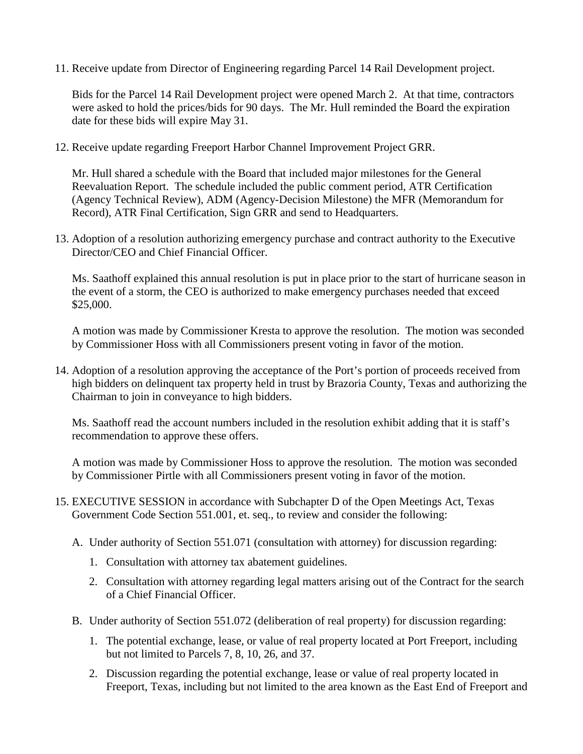11. Receive update from Director of Engineering regarding Parcel 14 Rail Development project.

    Bids for the Parcel 14 Rail Development project were opened March 2. At that time, contractors were asked to hold the prices/bids for 90 days. The Mr. Hull reminded the Board the expiration date for these bids will expire May 31.

12. Receive update regarding Freeport Harbor Channel Improvement Project GRR.

    Mr. Hull shared a schedule with the Board that included major milestones for the General Reevaluation Report. The schedule included the public comment period, ATR Certification (Agency Technical Review), ADM (Agency-Decision Milestone) the MFR (Memorandum for Record), ATR Final Certification, Sign GRR and send to Headquarters.

13. Adoption of a resolution authorizing emergency purchase and contract authority to the Executive Director/CEO and Chief Financial Officer.

    Ms. Saathoff explained this annual resolution is put in place prior to the start of hurricane season in the event of a storm, the CEO is authorized to make emergency purchases needed that exceed $25,000.

    A motion was made by Commissioner Kresta to approve the resolution. The motion was seconded by Commissioner Hoss with all Commissioners present voting in favor of the motion.

14. Adoption of a resolution approving the acceptance of the Port's portion of proceeds received from high bidders on delinquent tax property held in trust by Brazoria County, Texas and authorizing the Chairman to join in conveyance to high bidders.

    Ms. Saathoff read the account numbers included in the resolution exhibit adding that it is staff's recommendation to approve these offers.

    A motion was made by Commissioner Hoss to approve the resolution. The motion was seconded by Commissioner Pirtle with all Commissioners present voting in favor of the motion.

15. EXECUTIVE SESSION in accordance with Subchapter D of the Open Meetings Act, Texas Government Code Section 551.001, et. seq., to review and consider the following:

    A. Under authority of Section 551.071 (consultation with attorney) for discussion regarding:

       1. Consultation with attorney tax abatement guidelines.
       2. Consultation with attorney regarding legal matters arising out of the Contract for the search of a Chief Financial Officer.

    B. Under authority of Section 551.072 (deliberation of real property) for discussion regarding:

       1. The potential exchange, lease, or value of real property located at Port Freeport, including but not limited to Parcels 7, 8, 10, 26, and 37.
       2. Discussion regarding the potential exchange, lease or value of real property located in Freeport, Texas, including but not limited to the area known as the East End of Freeport and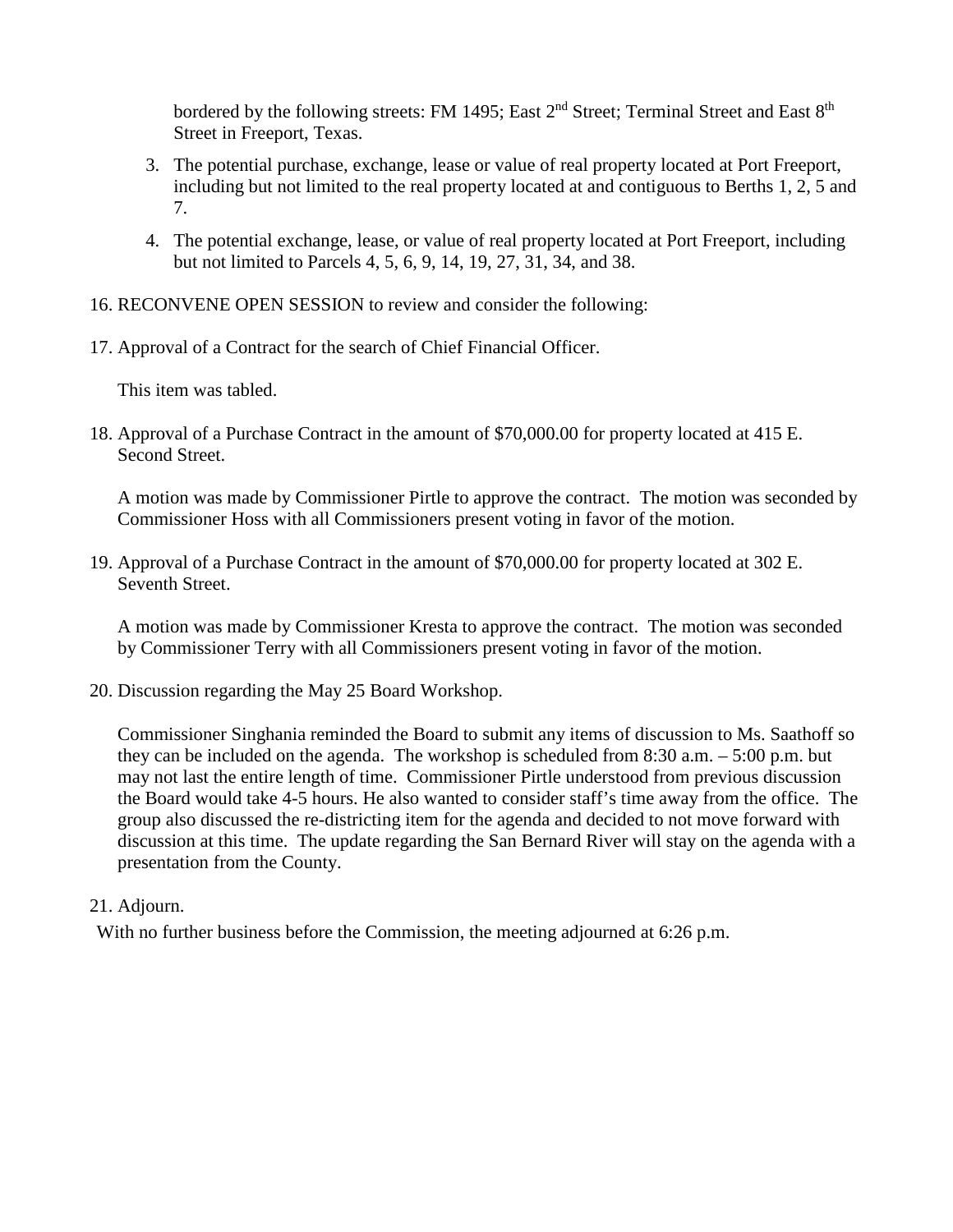bordered by the following streets: FM 1495; East 2nd Street; Terminal Street and East 8th Street in Freeport, Texas.

3. The potential purchase, exchange, lease or value of real property located at Port Freeport, including but not limited to the real property located at and contiguous to Berths 1, 2, 5 and 7.

4. The potential exchange, lease, or value of real property located at Port Freeport, including but not limited to Parcels 4, 5, 6, 9, 14, 19, 27, 31, 34, and 38.

16. RECONVENE OPEN SESSION to review and consider the following:

17. Approval of a Contract for the search of Chief Financial Officer.

    This item was tabled.

18. Approval of a Purchase Contract in the amount of $70,000.00 for property located at 415 E. Second Street.

    A motion was made by Commissioner Pirtle to approve the contract. The motion was seconded by Commissioner Hoss with all Commissioners present voting in favor of the motion.

19. Approval of a Purchase Contract in the amount of $70,000.00 for property located at 302 E. Seventh Street.

    A motion was made by Commissioner Kresta to approve the contract. The motion was seconded by Commissioner Terry with all Commissioners present voting in favor of the motion.

20. Discussion regarding the May 25 Board Workshop.

    Commissioner Singhania reminded the Board to submit any items of discussion to Ms. Saathoff so they can be included on the agenda. The workshop is scheduled from 8:30 a.m. – 5:00 p.m. but may not last the entire length of time. Commissioner Pirtle understood from previous discussion the Board would take 4-5 hours. He also wanted to consider staff's time away from the office. The group also discussed the re-districting item for the agenda and decided to not move forward with discussion at this time. The update regarding the San Bernard River will stay on the agenda with a presentation from the County.

21. Adjourn.

With no further business before the Commission, the meeting adjourned at 6:26 p.m.